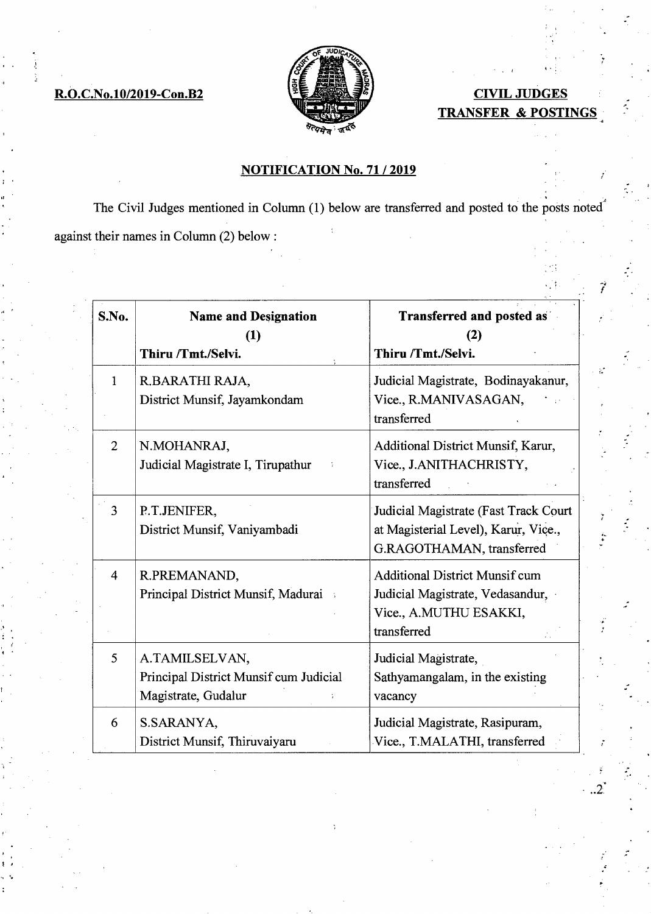**R.O.C.No.10/2019-Con.B2**

**CIVIL JUDGES TRANSFER & POSTINGS**

## NOTIFICATION No. 71 / 2019

The Civil Judges mentioned in Column (1) below are transferred and posted to the posts noted against their names in Column (2) below :

| S.No. | Name and Designation (1) Thiru /Tmt./Selvi. | Transferred and posted as (2) Thiru /Tmt./Selvi. |
|---|---|---|
| 1 | R.BARATHI RAJA, District Munsif, Jayamkondam | Judicial Magistrate, Bodinayakanur, Vice., R.MANIVASAGAN, transferred |
| 2 | N.MOHANRAJ, Judicial Magistrate I, Tirupathur | Additional District Munsif, Karur, Vice., J.ANITHACHRISTY, transferred |
| 3 | P.T.JENIFER, District Munsif, Vaniyambadi | Judicial Magistrate (Fast Track Court at Magisterial Level), Karur, Vice., G.RAGOTHAMAN, transferred |
| 4 | R.PREMANAND, Principal District Munsif, Madurai | Additional District Munsif cum Judicial Magistrate, Vedasandur, Vice., A.MUTHU ESAKKI, transferred |
| 5 | A.TAMILSELVAN, Principal District Munsif cum Judicial Magistrate, Gudalur | Judicial Magistrate, Sathyamangalam, in the existing vacancy |
| 6 | S.SARANYA, District Munsif, Thiruvaiyaru | Judicial Magistrate, Rasipuram, Vice., T.MALATHI, transferred |

..2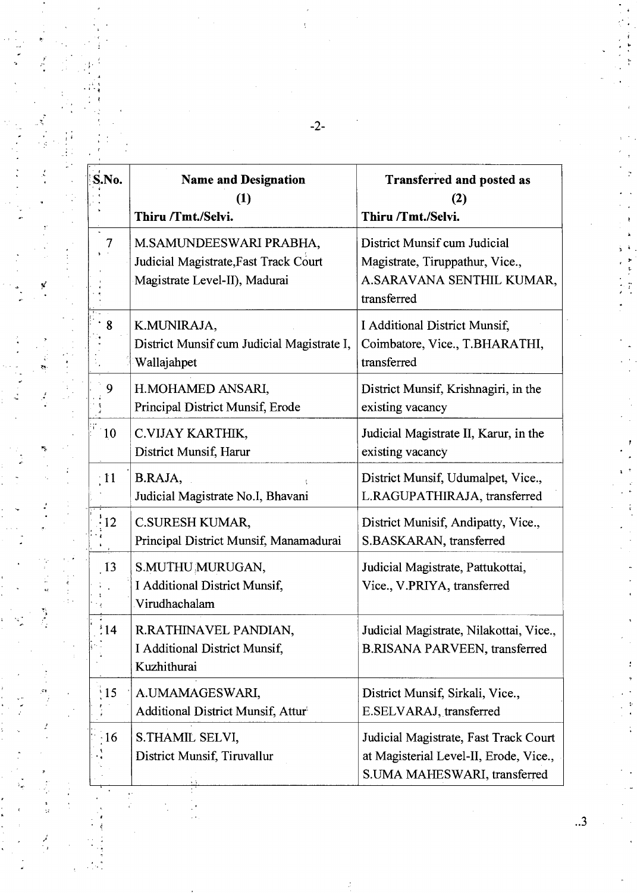| S.No. | Name and Designation (1) Thiru /Tmt./Selvi. | Transferred and posted as (2) Thiru /Tmt./Selvi. |
|---|---|---|
| 7 | M.SAMUNDEESWARI PRABHA, Judicial Magistrate,Fast Track Court Magistrate Level-II), Madurai | District Munsif cum Judicial Magistrate, Tiruppathur, Vice., A.SARAVANA SENTHIL KUMAR, transferred |
| 8 | K.MUNIRAJA, District Munsif cum Judicial Magistrate I, Wallajahpet | I Additional District Munsif, Coimbatore, Vice., T.BHARATHI, transferred |
| 9 | H.MOHAMED ANSARI, Principal District Munsif, Erode | District Munsif, Krishnagiri, in the existing vacancy |
| 10 | C.VIJAY KARTHIK, District Munsif, Harur | Judicial Magistrate II, Karur, in the existing vacancy |
| 11 | B.RAJA, Judicial Magistrate No.I, Bhavani | District Munsif, Udumalpet, Vice., L.RAGUPATHIRAJA, transferred |
| 12 | C.SURESH KUMAR, Principal District Munsif, Manamadurai | District Munisif, Andipatty, Vice., S.BASKARAN, transferred |
| 13 | S.MUTHU MURUGAN, I Additional District Munsif, Virudhachalam | Judicial Magistrate, Pattukottai, Vice., V.PRIYA, transferred |
| 14 | R.RATHINAVEL PANDIAN, I Additional District Munsif, Kuzhithurai | Judicial Magistrate, Nilakottai, Vice., B.RISANA PARVEEN, transferred |
| 15 | A.UMAMAGESWARI, Additional District Munsif, Attur | District Munsif, Sirkali, Vice., E.SELVARAJ, transferred |
| 16 | S.THAMIL SELVI, District Munsif, Tiruvallur | Judicial Magistrate, Fast Track Court at Magisterial Level-II, Erode, Vice., S.UMA MAHESWARI, transferred |

..3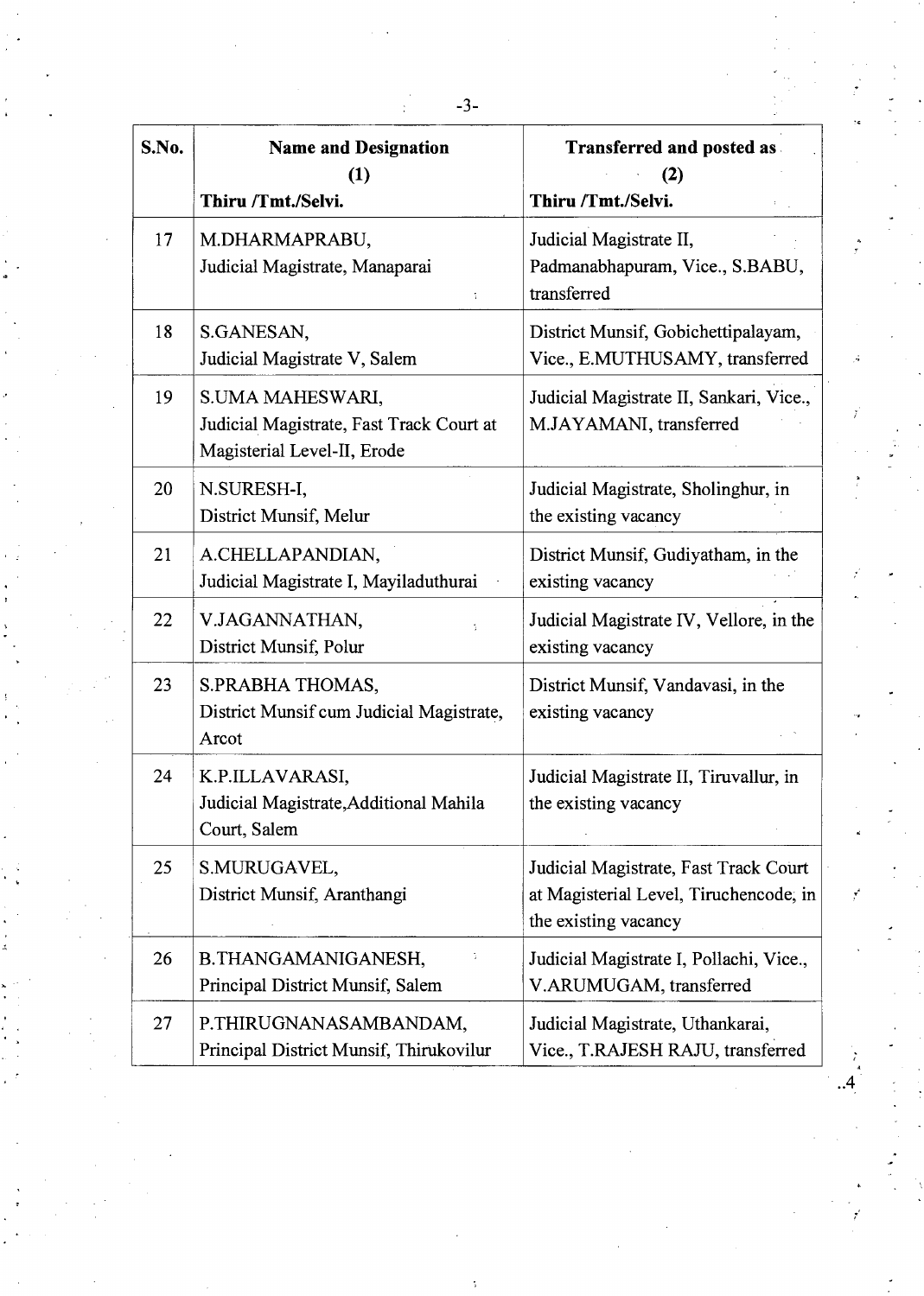| S.No. | Name and Designation (1) Thiru /Tmt./Selvi. | Transferred and posted as (2) Thiru /Tmt./Selvi. |
|---|---|---|
| 17 | M.DHARMAPRABU, Judicial Magistrate, Manaparai | Judicial Magistrate II, Padmanabhapuram, Vice., S.BABU, transferred |
| 18 | S.GANESAN, Judicial Magistrate V, Salem | District Munsif, Gobichettipalayam, Vice., E.MUTHUSAMY, transferred |
| 19 | S.UMA MAHESWARI, Judicial Magistrate, Fast Track Court at Magisterial Level-II, Erode | Judicial Magistrate II, Sankari, Vice., M.JAYAMANI, transferred |
| 20 | N.SURESH-I, District Munsif, Melur | Judicial Magistrate, Sholinghur, in the existing vacancy |
| 21 | A.CHELLAPANDIAN, Judicial Magistrate I, Mayiladuthurai | District Munsif, Gudiyatham, in the existing vacancy |
| 22 | V.JAGANNATHAN, District Munsif, Polur | Judicial Magistrate IV, Vellore, in the existing vacancy |
| 23 | S.PRABHA THOMAS, District Munsif cum Judicial Magistrate, Arcot | District Munsif, Vandavasi, in the existing vacancy |
| 24 | K.P.ILLAVARASI, Judicial Magistrate,Additional Mahila Court, Salem | Judicial Magistrate II, Tiruvallur, in the existing vacancy |
| 25 | S.MURUGAVEL, District Munsif, Aranthangi | Judicial Magistrate, Fast Track Court at Magisterial Level, Tiruchencode, in the existing vacancy |
| 26 | B.THANGAMANIGANESH, Principal District Munsif, Salem | Judicial Magistrate I, Pollachi, Vice., V.ARUMUGAM, transferred |
| 27 | P.THIRUGNANASAMBANDAM, Principal District Munsif, Thirukovilur | Judicial Magistrate, Uthankarai, Vice., T.RAJESH RAJU, transferred |

..4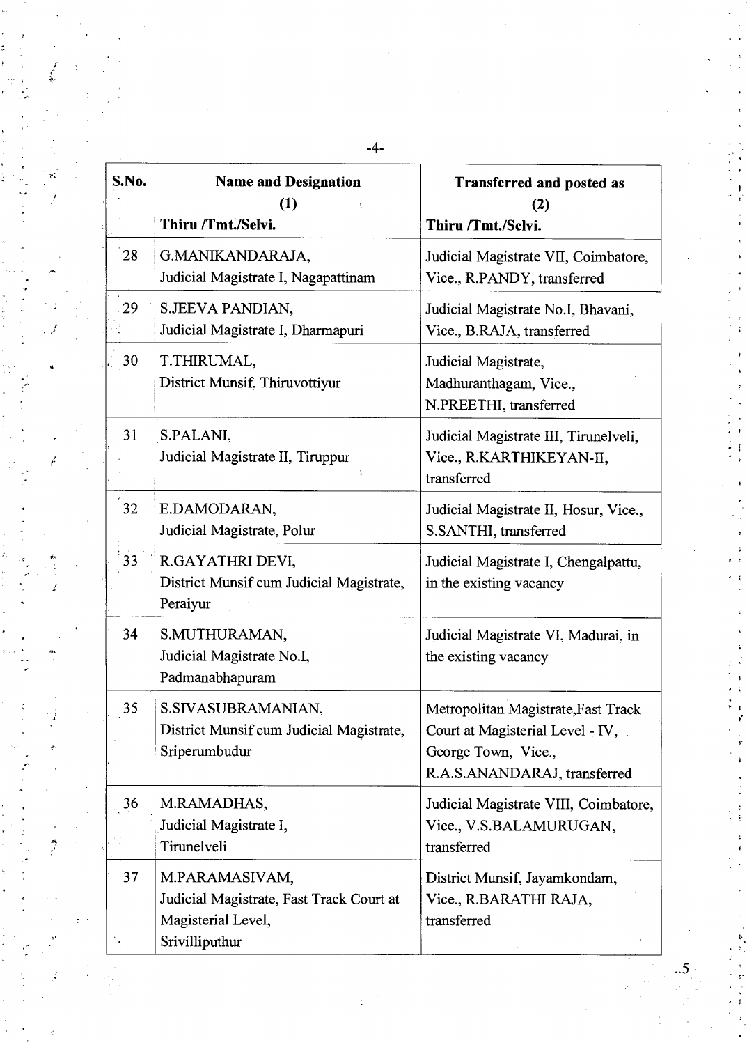| S.No. | Name and Designation<br>(1)<br>Thiru /Tmt./Selvi. | Transferred and posted as<br>(2)<br>Thiru /Tmt./Selvi. |
|---|---|---|
| 28 | G.MANIKANDARAJA,<br>Judicial Magistrate I, Nagapattinam | Judicial Magistrate VII, Coimbatore, Vice., R.PANDY, transferred |
| 29 | S.JEEVA PANDIAN,<br>Judicial Magistrate I, Dharmapuri | Judicial Magistrate No.I, Bhavani, Vice., B.RAJA, transferred |
| 30 | T.THIRUMAL,<br>District Munsif, Thiruvottiyur | Judicial Magistrate, Madhuranthagam, Vice., N.PREETHI, transferred |
| 31 | S.PALANI,<br>Judicial Magistrate II, Tiruppur | Judicial Magistrate III, Tirunelveli, Vice., R.KARTHIKEYAN-II, transferred |
| 32 | E.DAMODARAN,<br>Judicial Magistrate, Polur | Judicial Magistrate II, Hosur, Vice., S.SANTHI, transferred |
| 33 | R.GAYATHRI DEVI,<br>District Munsif cum Judicial Magistrate, Peraiyur | Judicial Magistrate I, Chengalpattu, in the existing vacancy |
| 34 | S.MUTHURAMAN,<br>Judicial Magistrate No.I, Padmanabhapuram | Judicial Magistrate VI, Madurai, in the existing vacancy |
| 35 | S.SIVASUBRAMANIAN,<br>District Munsif cum Judicial Magistrate, Sriperumbudur | Metropolitan Magistrate,Fast Track Court at Magisterial Level - IV, George Town, Vice., R.A.S.ANANDARAJ, transferred |
| 36 | M.RAMADHAS,<br>Judicial Magistrate I, Tirunelveli | Judicial Magistrate VIII, Coimbatore, Vice., V.S.BALAMURUGAN, transferred |
| 37 | M.PARAMASIVAM,<br>Judicial Magistrate, Fast Track Court at Magisterial Level, Srivilliputhur | District Munsif, Jayamkondam, Vice., R.BARATHI RAJA, transferred |

..5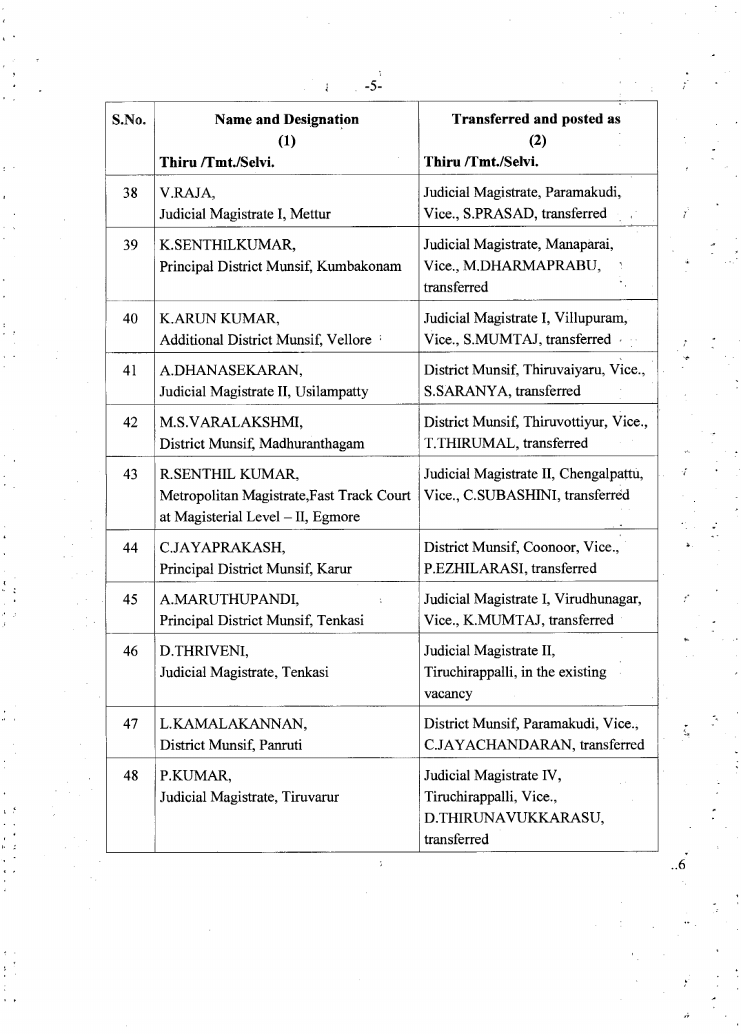| S.No. | Name and Designation (1) Thiru /Tmt./Selvi. | Transferred and posted as (2) Thiru /Tmt./Selvi. |
|---|---|---|
| 38 | V.RAJA, Judicial Magistrate I, Mettur | Judicial Magistrate, Paramakudi, Vice., S.PRASAD, transferred |
| 39 | K.SENTHILKUMAR, Principal District Munsif, Kumbakonam | Judicial Magistrate, Manaparai, Vice., M.DHARMAPRABU, transferred |
| 40 | K.ARUN KUMAR, Additional District Munsif, Vellore | Judicial Magistrate I, Villupuram, Vice., S.MUMTAJ, transferred |
| 41 | A.DHANASEKARAN, Judicial Magistrate II, Usilampatty | District Munsif, Thiruvaiyaru, Vice., S.SARANYA, transferred |
| 42 | M.S.VARALAKSHMI, District Munsif, Madhuranthagam | District Munsif, Thiruvottiyur, Vice., T.THIRUMAL, transferred |
| 43 | R.SENTHIL KUMAR, Metropolitan Magistrate,Fast Track Court at Magisterial Level – II, Egmore | Judicial Magistrate II, Chengalpattu, Vice., C.SUBASHINI, transferred |
| 44 | C.JAYAPRAKASH, Principal District Munsif, Karur | District Munsif, Coonoor, Vice., P.EZHILARASI, transferred |
| 45 | A.MARUTHUPANDI, Principal District Munsif, Tenkasi | Judicial Magistrate I, Virudhunagar, Vice., K.MUMTAJ, transferred |
| 46 | D.THRIVENI, Judicial Magistrate, Tenkasi | Judicial Magistrate II, Tiruchirappalli, in the existing vacancy |
| 47 | L.KAMALAKANNAN, District Munsif, Panruti | District Munsif, Paramakudi, Vice., C.JAYACHANDARAN, transferred |
| 48 | P.KUMAR, Judicial Magistrate, Tiruvarur | Judicial Magistrate IV, Tiruchirappalli, Vice., D.THIRUNAVUKKARASU, transferred |

..6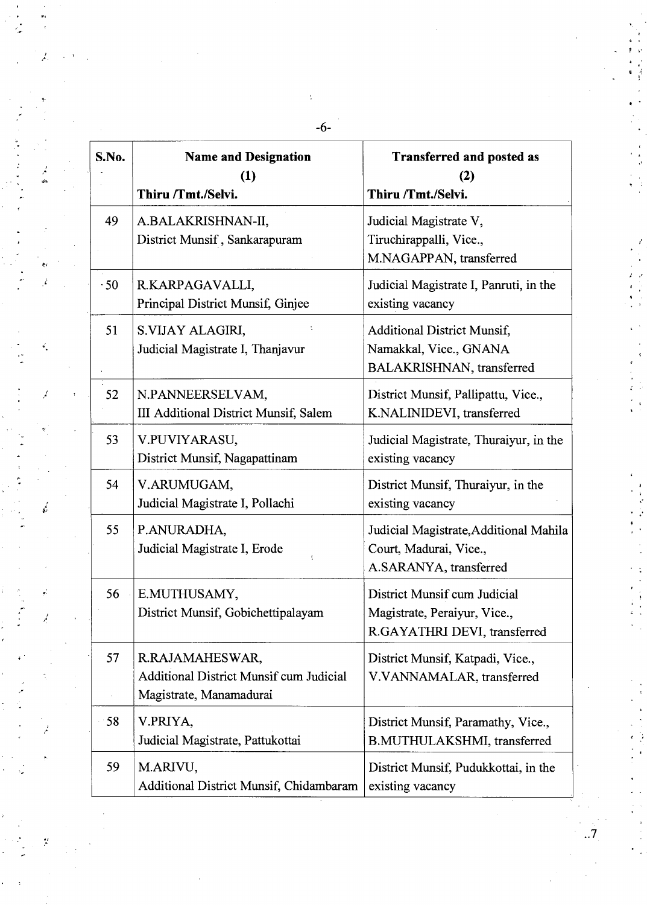| S.No. | Name and Designation<br>(1)<br>Thiru /Tmt./Selvi. | Transferred and posted as<br>(2)<br>Thiru /Tmt./Selvi. |
|---|---|---|
| 49 | A.BALAKRISHNAN-II,<br>District Munsif , Sankarapuram | Judicial Magistrate V, Tiruchirappalli, Vice., M.NAGAPPAN, transferred |
| 50 | R.KARPAGAVALLI,<br>Principal District Munsif, Ginjee | Judicial Magistrate I, Panruti, in the existing vacancy |
| 51 | S.VIJAY ALAGIRI,<br>Judicial Magistrate I, Thanjavur | Additional District Munsif, Namakkal, Vice., GNANA BALAKRISHNAN, transferred |
| 52 | N.PANNEERSELVAM,<br>III Additional District Munsif, Salem | District Munsif, Pallipattu, Vice., K.NALINIDEVI, transferred |
| 53 | V.PUVIYARASU,<br>District Munsif, Nagapattinam | Judicial Magistrate, Thuraiyur, in the existing vacancy |
| 54 | V.ARUMUGAM,<br>Judicial Magistrate I, Pollachi | District Munsif, Thuraiyur, in the existing vacancy |
| 55 | P.ANURADHA,<br>Judicial Magistrate I, Erode | Judicial Magistrate,Additional Mahila Court, Madurai, Vice., A.SARANYA, transferred |
| 56 | E.MUTHUSAMY,<br>District Munsif, Gobichettipalayam | District Munsif cum Judicial Magistrate, Peraiyur, Vice., R.GAYATHRI DEVI, transferred |
| 57 | R.RAJAMAHESWAR,<br>Additional District Munsif cum Judicial Magistrate, Manamadurai | District Munsif, Katpadi, Vice., V.VANNAMALAR, transferred |
| 58 | V.PRIYA,<br>Judicial Magistrate, Pattukottai | District Munsif, Paramathy, Vice., B.MUTHULAKSHMI, transferred |
| 59 | M.ARIVU,<br>Additional District Munsif, Chidambaram | District Munsif, Pudukkottai, in the existing vacancy |

..7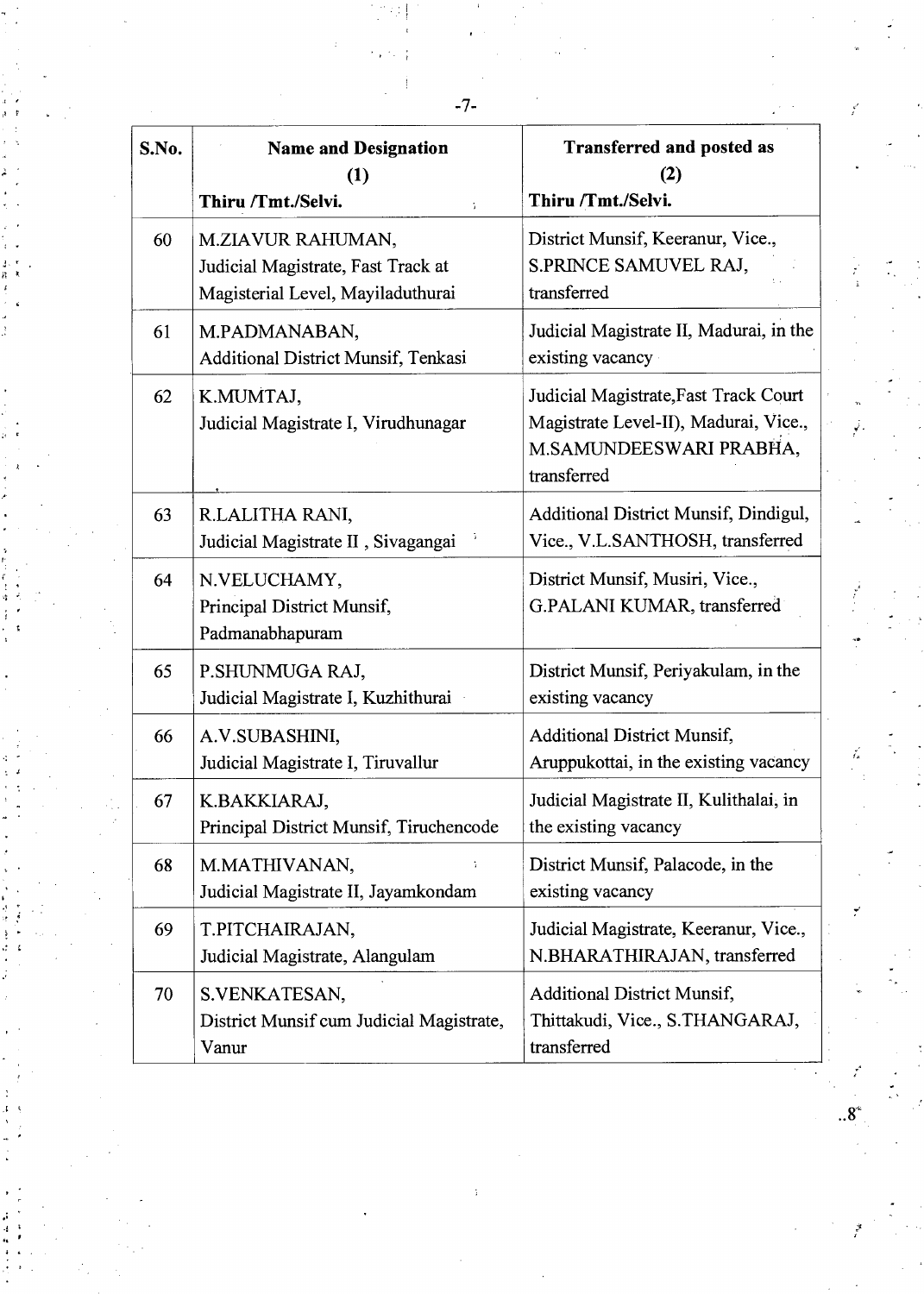| S.No. | Name and Designation (1) Thiru /Tmt./Selvi. | Transferred and posted as (2) Thiru /Tmt./Selvi. |
|---|---|---|
| 60 | M.ZIAVUR RAHUMAN, Judicial Magistrate, Fast Track at Magisterial Level, Mayiladuthurai | District Munsif, Keeranur, Vice., S.PRINCE SAMUVEL RAJ, transferred |
| 61 | M.PADMANABAN, Additional District Munsif, Tenkasi | Judicial Magistrate II, Madurai, in the existing vacancy |
| 62 | K.MUMTAJ, Judicial Magistrate I, Virudhunagar | Judicial Magistrate,Fast Track Court Magistrate Level-II), Madurai, Vice., M.SAMUNDEESWARI PRABHA, transferred |
| 63 | R.LALITHA RANI, Judicial Magistrate II , Sivagangai | Additional District Munsif, Dindigul, Vice., V.L.SANTHOSH, transferred |
| 64 | N.VELUCHAMY, Principal District Munsif, Padmanabhapuram | District Munsif, Musiri, Vice., G.PALANI KUMAR, transferred |
| 65 | P.SHUNMUGA RAJ, Judicial Magistrate I, Kuzhithurai | District Munsif, Periyakulam, in the existing vacancy |
| 66 | A.V.SUBASHINI, Judicial Magistrate I, Tiruvallur | Additional District Munsif, Aruppukottai, in the existing vacancy |
| 67 | K.BAKKIARAJ, Principal District Munsif, Tiruchencode | Judicial Magistrate II, Kulithalai, in the existing vacancy |
| 68 | M.MATHIVANAN, Judicial Magistrate II, Jayamkondam | District Munsif, Palacode, in the existing vacancy |
| 69 | T.PITCHAIRAJAN, Judicial Magistrate, Alangulam | Judicial Magistrate, Keeranur, Vice., N.BHARATHIRAJAN, transferred |
| 70 | S.VENKATESAN, District Munsif cum Judicial Magistrate, Vanur | Additional District Munsif, Thittakudi, Vice., S.THANGARAJ, transferred |

..8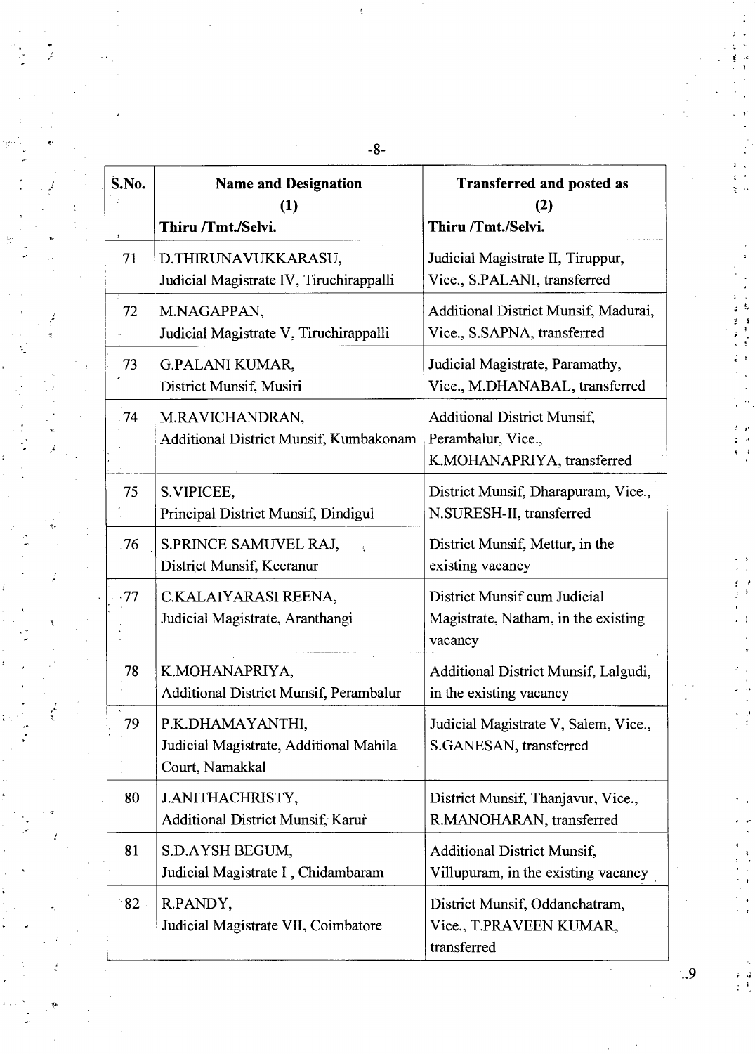| S.No. | Name and Designation (1) Thiru /Tmt./Selvi. | Transferred and posted as (2) Thiru /Tmt./Selvi. |
|---|---|---|
| 71 | D.THIRUNAVUKKARASU, Judicial Magistrate IV, Tiruchirappalli | Judicial Magistrate II, Tiruppur, Vice., S.PALANI, transferred |
| 72 | M.NAGAPPAN, Judicial Magistrate V, Tiruchirappalli | Additional District Munsif, Madurai, Vice., S.SAPNA, transferred |
| 73 | G.PALANI KUMAR, District Munsif, Musiri | Judicial Magistrate, Paramathy, Vice., M.DHANABAL, transferred |
| 74 | M.RAVICHANDRAN, Additional District Munsif, Kumbakonam | Additional District Munsif, Perambalur, Vice., K.MOHANAPRIYA, transferred |
| 75 | S.VIPICEE, Principal District Munsif, Dindigul | District Munsif, Dharapuram, Vice., N.SURESH-II, transferred |
| 76 | S.PRINCE SAMUVEL RAJ, District Munsif, Keeranur | District Munsif, Mettur, in the existing vacancy |
| 77 | C.KALAIYARASI REENA, Judicial Magistrate, Aranthangi | District Munsif cum Judicial Magistrate, Natham, in the existing vacancy |
| 78 | K.MOHANAPRIYA, Additional District Munsif, Perambalur | Additional District Munsif, Lalgudi, in the existing vacancy |
| 79 | P.K.DHAMAYANTHI, Judicial Magistrate, Additional Mahila Court, Namakkal | Judicial Magistrate V, Salem, Vice., S.GANESAN, transferred |
| 80 | J.ANITHACHRISTY, Additional District Munsif, Karur | District Munsif, Thanjavur, Vice., R.MANOHARAN, transferred |
| 81 | S.D.AYSH BEGUM, Judicial Magistrate I , Chidambaram | Additional District Munsif, Villupuram, in the existing vacancy |
| 82 | R.PANDY, Judicial Magistrate VII, Coimbatore | District Munsif, Oddanchatram, Vice., T.PRAVEEN KUMAR, transferred |

..9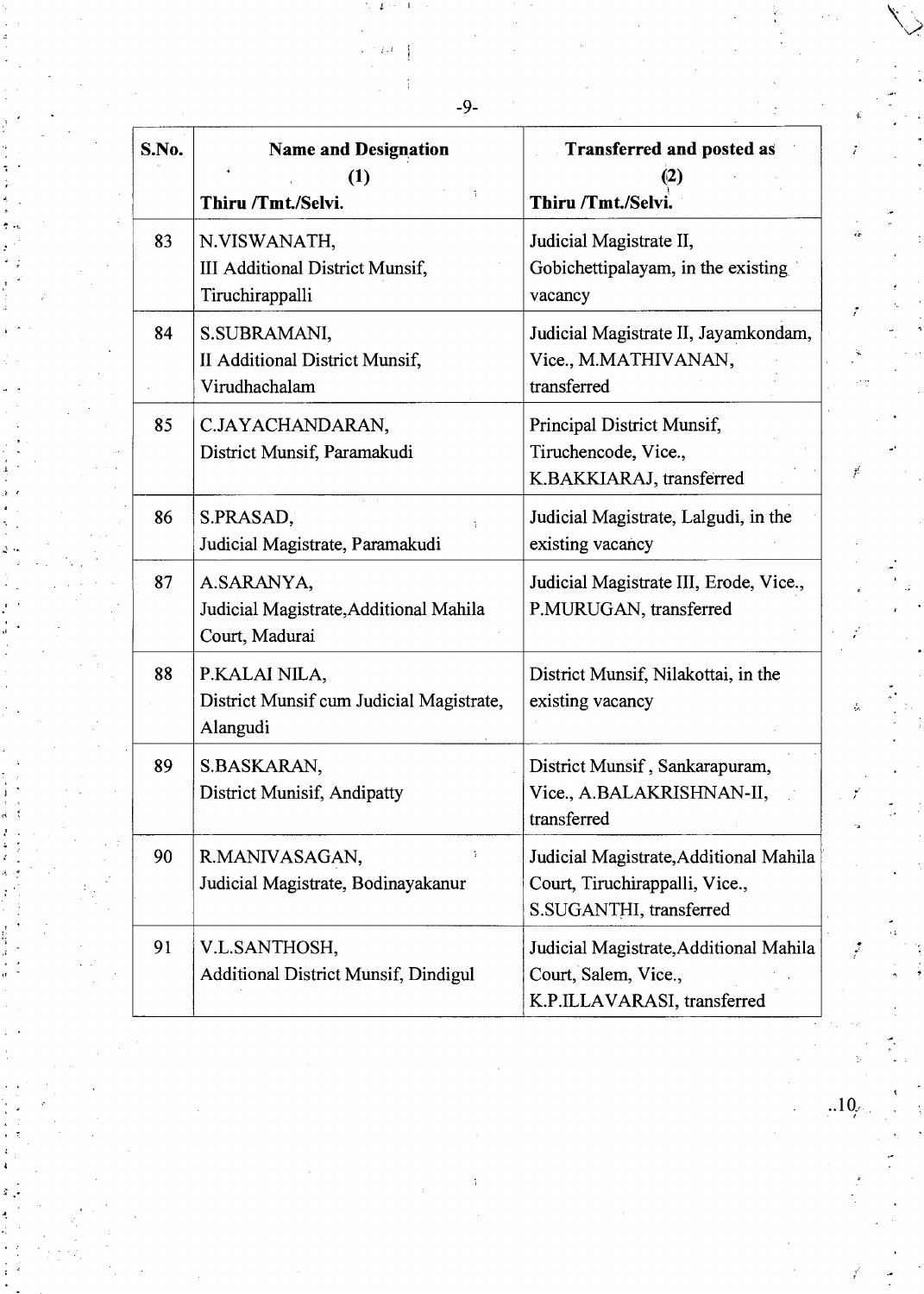| S.No. | Name and Designation (1) Thiru /Tmt./Selvi. | Transferred and posted as (2) Thiru /Tmt./Selvi. |
|---|---|---|
| 83 | N.VISWANATH, III Additional District Munsif, Tiruchirappalli | Judicial Magistrate II, Gobichettipalayam, in the existing vacancy |
| 84 | S.SUBRAMANI, II Additional District Munsif, Virudhachalam | Judicial Magistrate II, Jayamkondam, Vice., M.MATHIVANAN, transferred |
| 85 | C.JAYACHANDARAN, District Munsif, Paramakudi | Principal District Munsif, Tiruchencode, Vice., K.BAKKIARAJ, transferred |
| 86 | S.PRASAD, Judicial Magistrate, Paramakudi | Judicial Magistrate, Lalgudi, in the existing vacancy |
| 87 | A.SARANYA, Judicial Magistrate,Additional Mahila Court, Madurai | Judicial Magistrate III, Erode, Vice., P.MURUGAN, transferred |
| 88 | P.KALAI NILA, District Munsif cum Judicial Magistrate, Alangudi | District Munsif, Nilakottai, in the existing vacancy |
| 89 | S.BASKARAN, District Munisif, Andipatty | District Munsif , Sankarapuram, Vice., A.BALAKRISHNAN-II, transferred |
| 90 | R.MANIVASAGAN, Judicial Magistrate, Bodinayakanur | Judicial Magistrate,Additional Mahila Court, Tiruchirappalli, Vice., S.SUGANTHI, transferred |
| 91 | V.L.SANTHOSH, Additional District Munsif, Dindigul | Judicial Magistrate,Additional Mahila Court, Salem, Vice., K.P.ILLAVARASI, transferred |

..10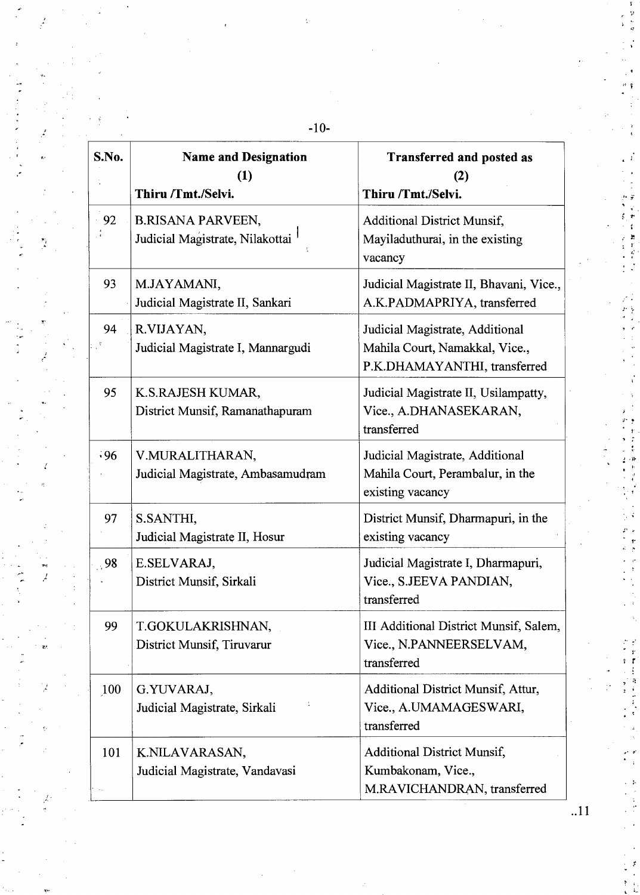| S.No. | Name and Designation<br>(1)<br>Thiru /Tmt./Selvi. | Transferred and posted as<br>(2)<br>Thiru /Tmt./Selvi. |
|---|---|---|
| 92 | B.RISANA PARVEEN,<br>Judicial Magistrate, Nilakottai | Additional District Munsif, Mayiladuthurai, in the existing vacancy |
| 93 | M.JAYAMANI,<br>Judicial Magistrate II, Sankari | Judicial Magistrate II, Bhavani, Vice., A.K.PADMAPRIYA, transferred |
| 94 | R.VIJAYAN,<br>Judicial Magistrate I, Mannargudi | Judicial Magistrate, Additional Mahila Court, Namakkal, Vice., P.K.DHAMAYANTHI, transferred |
| 95 | K.S.RAJESH KUMAR,<br>District Munsif, Ramanathapuram | Judicial Magistrate II, Usilampatty, Vice., A.DHANASEKARAN, transferred |
| 96 | V.MURALITHARAN,<br>Judicial Magistrate, Ambasamudram | Judicial Magistrate, Additional Mahila Court, Perambalur, in the existing vacancy |
| 97 | S.SANTHI,<br>Judicial Magistrate II, Hosur | District Munsif, Dharmapuri, in the existing vacancy |
| 98 | E.SELVARAJ,<br>District Munsif, Sirkali | Judicial Magistrate I, Dharmapuri, Vice., S.JEEVA PANDIAN, transferred |
| 99 | T.GOKULAKRISHNAN,<br>District Munsif, Tiruvarur | III Additional District Munsif, Salem, Vice., N.PANNEERSELVAM, transferred |
| 100 | G.YUVARAJ,<br>Judicial Magistrate, Sirkali | Additional District Munsif, Attur, Vice., A.UMAMAGESWARI, transferred |
| 101 | K.NILAVARASAN,<br>Judicial Magistrate, Vandavasi | Additional District Munsif, Kumbakonam, Vice., M.RAVICHANDRAN, transferred |

..11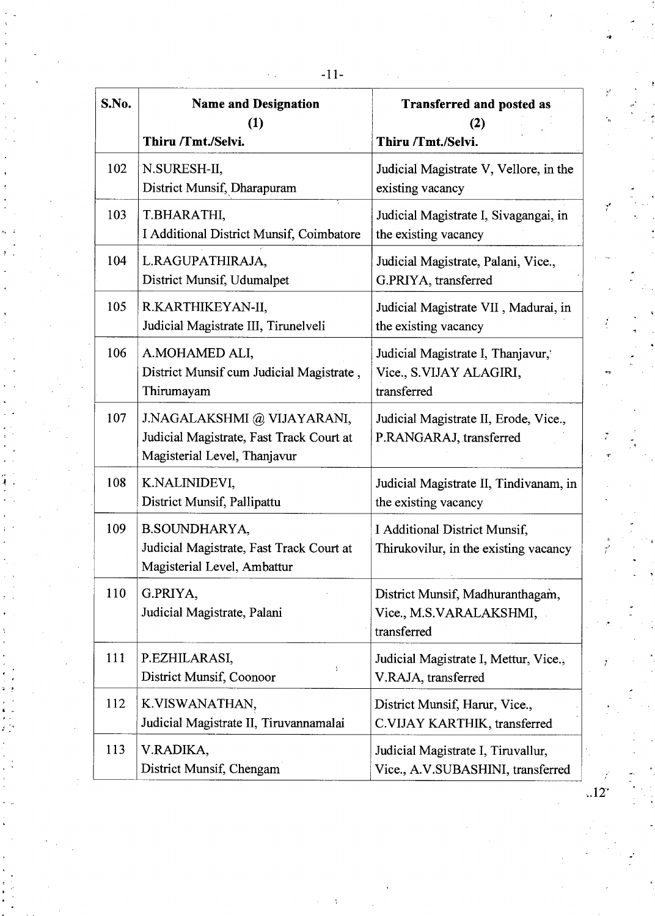| S.No. | Name and Designation (1) Thiru /Tmt./Selvi. | Transferred and posted as (2) Thiru /Tmt./Selvi. |
|---|---|---|
| 102 | N.SURESH-II, District Munsif, Dharapuram | Judicial Magistrate V, Vellore, in the existing vacancy |
| 103 | T.BHARATHI, I Additional District Munsif, Coimbatore | Judicial Magistrate I, Sivagangai, in the existing vacancy |
| 104 | L.RAGUPATHIRAJA, District Munsif, Udumalpet | Judicial Magistrate, Palani, Vice., G.PRIYA, transferred |
| 105 | R.KARTHIKEYAN-II, Judicial Magistrate III, Tirunelveli | Judicial Magistrate VII , Madurai, in the existing vacancy |
| 106 | A.MOHAMED ALI, District Munsif cum Judicial Magistrate , Thirumayam | Judicial Magistrate I, Thanjavur, Vice., S.VIJAY ALAGIRI, transferred |
| 107 | J.NAGALAKSHMI @ VIJAYARANI, Judicial Magistrate, Fast Track Court at Magisterial Level, Thanjavur | Judicial Magistrate II, Erode, Vice., P.RANGARAJ, transferred |
| 108 | K.NALINIDEVI, District Munsif, Pallipattu | Judicial Magistrate II, Tindivanam, in the existing vacancy |
| 109 | B.SOUNDHARYA, Judicial Magistrate, Fast Track Court at Magisterial Level, Ambattur | I Additional District Munsif, Thirukovilur, in the existing vacancy |
| 110 | G.PRIYA, Judicial Magistrate, Palani | District Munsif, Madhuranthagam, Vice., M.S.VARALAKSHMI, transferred |
| 111 | P.EZHILARASI, District Munsif, Coonoor | Judicial Magistrate I, Mettur, Vice., V.RAJA, transferred |
| 112 | K.VISWANATHAN, Judicial Magistrate II, Tiruvannamalai | District Munsif, Harur, Vice., C.VIJAY KARTHIK, transferred |
| 113 | V.RADIKA, District Munsif, Chengam | Judicial Magistrate I, Tiruvallur, Vice., A.V.SUBASHINI, transferred |

..12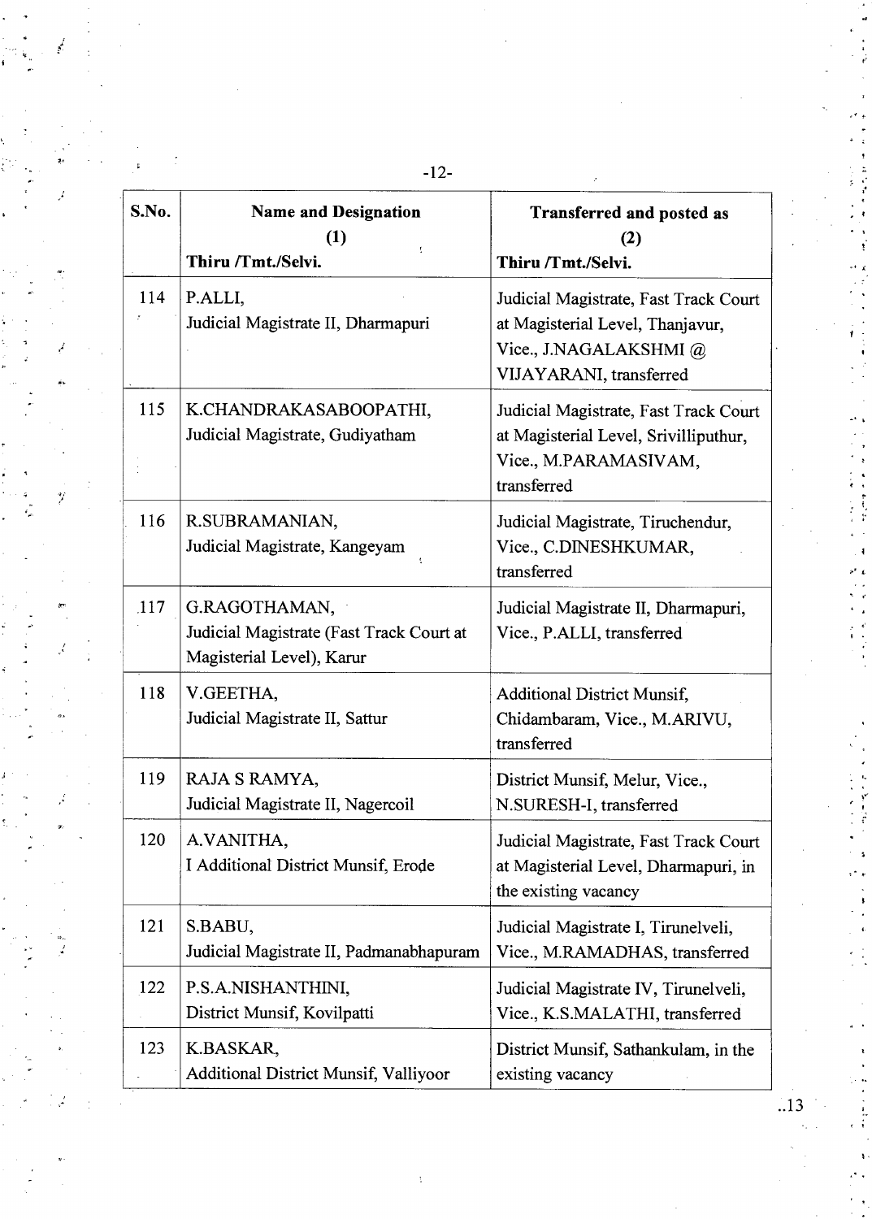| S.No. | Name and Designation (1) Thiru /Tmt./Selvi. | Transferred and posted as (2) Thiru /Tmt./Selvi. |
|---|---|---|
| 114 | P.ALLI, Judicial Magistrate II, Dharmapuri | Judicial Magistrate, Fast Track Court at Magisterial Level, Thanjavur, Vice., J.NAGALAKSHMI @ VIJAYARANI, transferred |
| 115 | K.CHANDRAKASABOOPATHI, Judicial Magistrate, Gudiyatham | Judicial Magistrate, Fast Track Court at Magisterial Level, Srivilliputhur, Vice., M.PARAMASIVAM, transferred |
| 116 | R.SUBRAMANIAN, Judicial Magistrate, Kangeyam | Judicial Magistrate, Tiruchendur, Vice., C.DINESHKUMAR, transferred |
| 117 | G.RAGOTHAMAN, Judicial Magistrate (Fast Track Court at Magisterial Level), Karur | Judicial Magistrate II, Dharmapuri, Vice., P.ALLI, transferred |
| 118 | V.GEETHA, Judicial Magistrate II, Sattur | Additional District Munsif, Chidambaram, Vice., M.ARIVU, transferred |
| 119 | RAJA S RAMYA, Judicial Magistrate II, Nagercoil | District Munsif, Melur, Vice., N.SURESH-I, transferred |
| 120 | A.VANITHA, I Additional District Munsif, Erode | Judicial Magistrate, Fast Track Court at Magisterial Level, Dharmapuri, in the existing vacancy |
| 121 | S.BABU, Judicial Magistrate II, Padmanabhapuram | Judicial Magistrate I, Tirunelveli, Vice., M.RAMADHAS, transferred |
| 122 | P.S.A.NISHANTHINI, District Munsif, Kovilpatti | Judicial Magistrate IV, Tirunelveli, Vice., K.S.MALATHI, transferred |
| 123 | K.BASKAR, Additional District Munsif, Valliyoor | District Munsif, Sathankulam, in the existing vacancy |

..13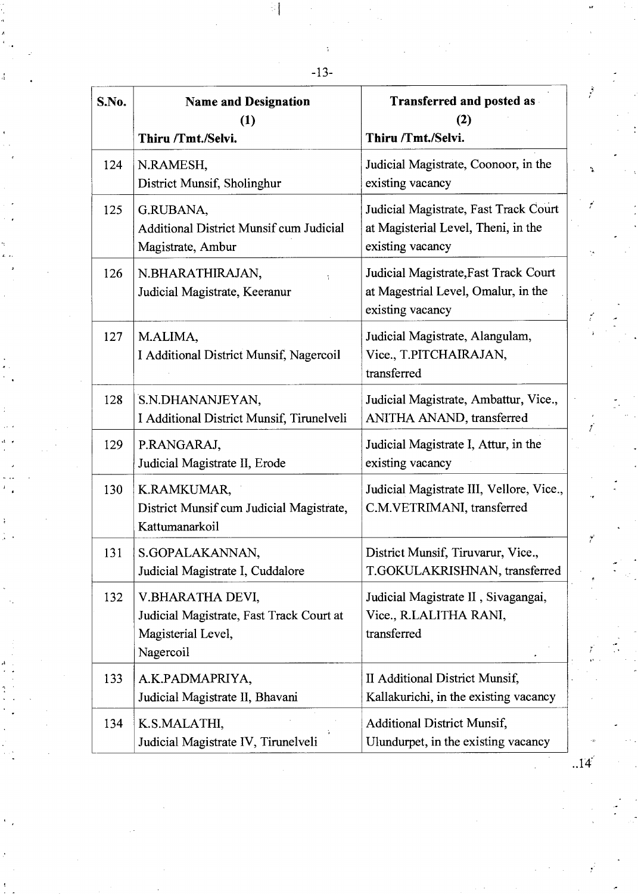| S.No. | Name and Designation<br>(1)<br>Thiru /Tmt./Selvi. | Transferred and posted as<br>(2)<br>Thiru /Tmt./Selvi. |
|---|---|---|
| 124 | N.RAMESH,<br>District Munsif, Sholinghur | Judicial Magistrate, Coonoor, in the existing vacancy |
| 125 | G.RUBANA,<br>Additional District Munsif cum Judicial Magistrate, Ambur | Judicial Magistrate, Fast Track Court at Magisterial Level, Theni, in the existing vacancy |
| 126 | N.BHARATHIRAJAN,<br>Judicial Magistrate, Keeranur | Judicial Magistrate,Fast Track Court at Magestrial Level, Omalur, in the existing vacancy |
| 127 | M.ALIMA,<br>I Additional District Munsif, Nagercoil | Judicial Magistrate, Alangulam, Vice., T.PITCHAIRAJAN, transferred |
| 128 | S.N.DHANANJEYAN,<br>I Additional District Munsif, Tirunelveli | Judicial Magistrate, Ambattur, Vice., ANITHA ANAND, transferred |
| 129 | P.RANGARAJ,<br>Judicial Magistrate II, Erode | Judicial Magistrate I, Attur, in the existing vacancy |
| 130 | K.RAMKUMAR,<br>District Munsif cum Judicial Magistrate, Kattumanarkoil | Judicial Magistrate III, Vellore, Vice., C.M.VETRIMANI, transferred |
| 131 | S.GOPALAKANNAN,<br>Judicial Magistrate I, Cuddalore | District Munsif, Tiruvarur, Vice., T.GOKULAKRISHNAN, transferred |
| 132 | V.BHARATHA DEVI,<br>Judicial Magistrate, Fast Track Court at Magisterial Level,<br>Nagercoil | Judicial Magistrate II , Sivagangai, Vice., R.LALITHA RANI, transferred |
| 133 | A.K.PADMAPRIYA,<br>Judicial Magistrate II, Bhavani | II Additional District Munsif, Kallakurichi, in the existing vacancy |
| 134 | K.S.MALATHI,<br>Judicial Magistrate IV, Tirunelveli | Additional District Munsif, Ulundurpet, in the existing vacancy |

..14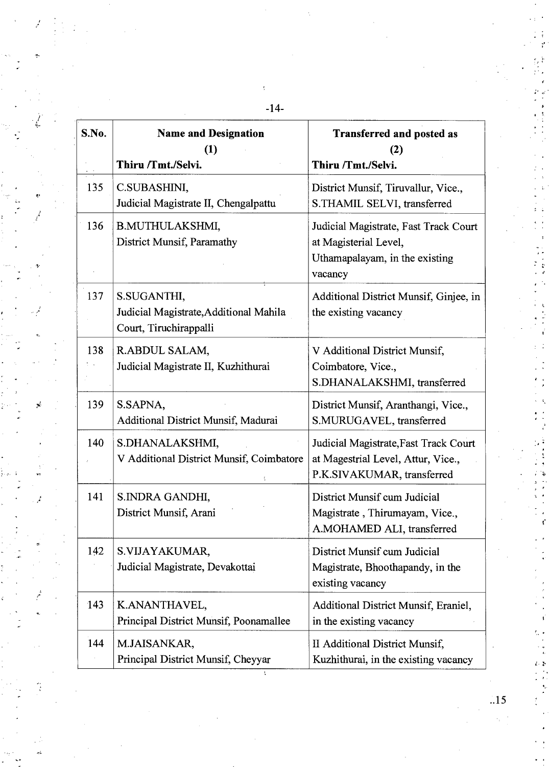| S.No. | Name and Designation (1) Thiru /Tmt./Selvi. | Transferred and posted as (2) Thiru /Tmt./Selvi. |
|---|---|---|
| 135 | C.SUBASHINI, Judicial Magistrate II, Chengalpattu | District Munsif, Tiruvallur, Vice., S.THAMIL SELVI, transferred |
| 136 | B.MUTHULAKSHMI, District Munsif, Paramathy | Judicial Magistrate, Fast Track Court at Magisterial Level, Uthamapalayam, in the existing vacancy |
| 137 | S.SUGANTHI, Judicial Magistrate,Additional Mahila Court, Tiruchirappalli | Additional District Munsif, Ginjee, in the existing vacancy |
| 138 | R.ABDUL SALAM, Judicial Magistrate II, Kuzhithurai | V Additional District Munsif, Coimbatore, Vice., S.DHANALAKSHMI, transferred |
| 139 | S.SAPNA, Additional District Munsif, Madurai | District Munsif, Aranthangi, Vice., S.MURUGAVEL, transferred |
| 140 | S.DHANALAKSHMI, V Additional District Munsif, Coimbatore | Judicial Magistrate,Fast Track Court at Magestrial Level, Attur, Vice., P.K.SIVAKUMAR, transferred |
| 141 | S.INDRA GANDHI, District Munsif, Arani | District Munsif cum Judicial Magistrate , Thirumayam, Vice., A.MOHAMED ALI, transferred |
| 142 | S.VIJAYAKUMAR, Judicial Magistrate, Devakottai | District Munsif cum Judicial Magistrate, Bhoothapandy, in the existing vacancy |
| 143 | K.ANANTHAVEL, Principal District Munsif, Poonamallee | Additional District Munsif, Eraniel, in the existing vacancy |
| 144 | M.JAISANKAR, Principal District Munsif, Cheyyar | II Additional District Munsif, Kuzhithurai, in the existing vacancy |

..15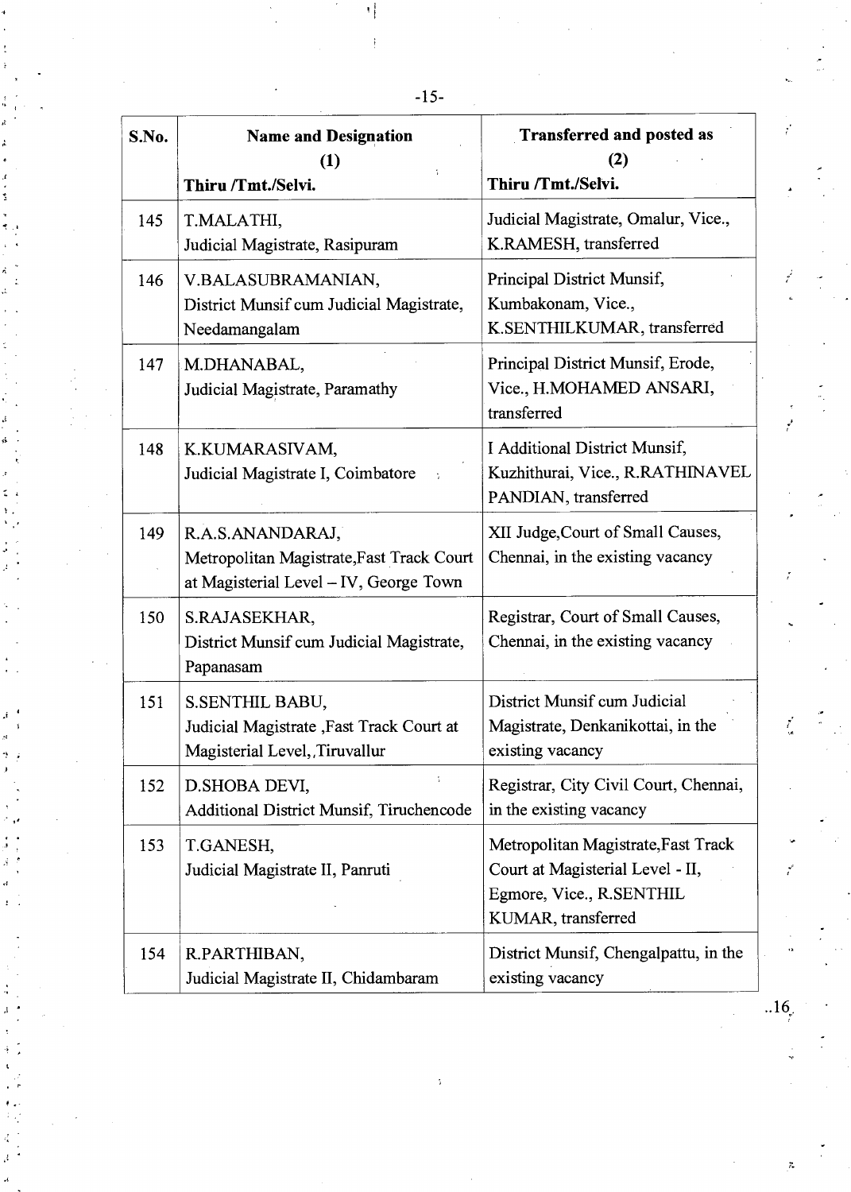| S.No. | Name and Designation (1) Thiru /Tmt./Selvi. | Transferred and posted as (2) Thiru /Tmt./Selvi. |
|---|---|---|
| 145 | T.MALATHI, Judicial Magistrate, Rasipuram | Judicial Magistrate, Omalur, Vice., K.RAMESH, transferred |
| 146 | V.BALASUBRAMANIAN, District Munsif cum Judicial Magistrate, Needamangalam | Principal District Munsif, Kumbakonam, Vice., K.SENTHILKUMAR, transferred |
| 147 | M.DHANABAL, Judicial Magistrate, Paramathy | Principal District Munsif, Erode, Vice., H.MOHAMED ANSARI, transferred |
| 148 | K.KUMARASIVAM, Judicial Magistrate I, Coimbatore | I Additional District Munsif, Kuzhithurai, Vice., R.RATHINAVEL PANDIAN, transferred |
| 149 | R.A.S.ANANDARAJ, Metropolitan Magistrate,Fast Track Court at Magisterial Level – IV, George Town | XII Judge,Court of Small Causes, Chennai, in the existing vacancy |
| 150 | S.RAJASEKHAR, District Munsif cum Judicial Magistrate, Papanasam | Registrar, Court of Small Causes, Chennai, in the existing vacancy |
| 151 | S.SENTHIL BABU, Judicial Magistrate ,Fast Track Court at Magisterial Level,,Tiruvallur | District Munsif cum Judicial Magistrate, Denkanikottai, in the existing vacancy |
| 152 | D.SHOBA DEVI, Additional District Munsif, Tiruchencode | Registrar, City Civil Court, Chennai, in the existing vacancy |
| 153 | T.GANESH, Judicial Magistrate II, Panruti | Metropolitan Magistrate,Fast Track Court at Magisterial Level - II, Egmore, Vice., R.SENTHIL KUMAR, transferred |
| 154 | R.PARTHIBAN, Judicial Magistrate II, Chidambaram | District Munsif, Chengalpattu, in the existing vacancy |

..16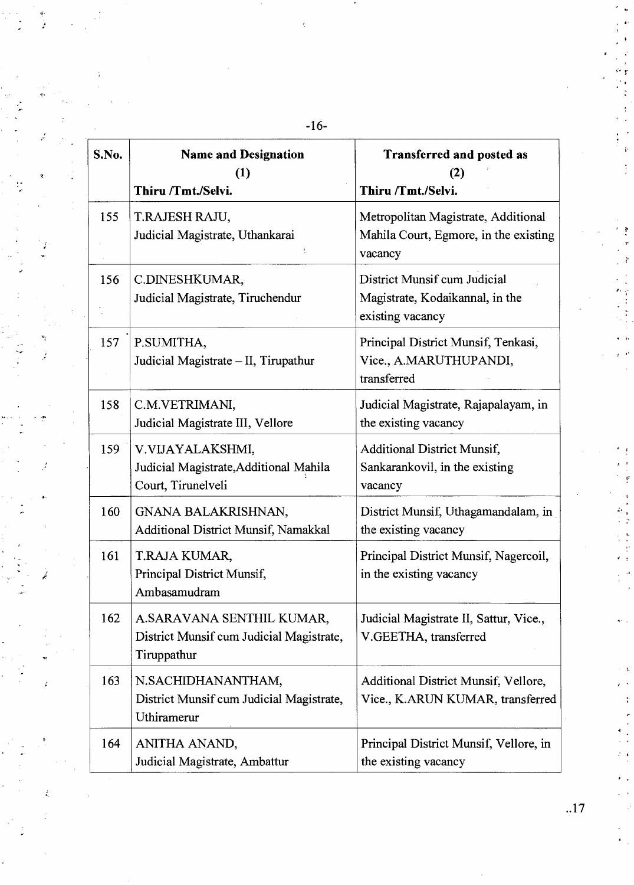| S.No. | Name and Designation (1) Thiru /Tmt./Selvi. | Transferred and posted as (2) Thiru /Tmt./Selvi. |
|---|---|---|
| 155 | T.RAJESH RAJU, Judicial Magistrate, Uthankarai | Metropolitan Magistrate, Additional Mahila Court, Egmore, in the existing vacancy |
| 156 | C.DINESHKUMAR, Judicial Magistrate, Tiruchendur | District Munsif cum Judicial Magistrate, Kodaikannal, in the existing vacancy |
| 157 | P.SUMITHA, Judicial Magistrate – II, Tirupathur | Principal District Munsif, Tenkasi, Vice., A.MARUTHUPANDI, transferred |
| 158 | C.M.VETRIMANI, Judicial Magistrate III, Vellore | Judicial Magistrate, Rajapalayam, in the existing vacancy |
| 159 | V.VIJAYALAKSHMI, Judicial Magistrate,Additional Mahila Court, Tirunelveli | Additional District Munsif, Sankarankovil, in the existing vacancy |
| 160 | GNANA BALAKRISHNAN, Additional District Munsif, Namakkal | District Munsif, Uthagamandalam, in the existing vacancy |
| 161 | T.RAJA KUMAR, Principal District Munsif, Ambasamudram | Principal District Munsif, Nagercoil, in the existing vacancy |
| 162 | A.SARAVANA SENTHIL KUMAR, District Munsif cum Judicial Magistrate, Tiruppathur | Judicial Magistrate II, Sattur, Vice., V.GEETHA, transferred |
| 163 | N.SACHIDHANANTHAM, District Munsif cum Judicial Magistrate, Uthiramerur | Additional District Munsif, Vellore, Vice., K.ARUN KUMAR, transferred |
| 164 | ANITHA ANAND, Judicial Magistrate, Ambattur | Principal District Munsif, Vellore, in the existing vacancy |

..17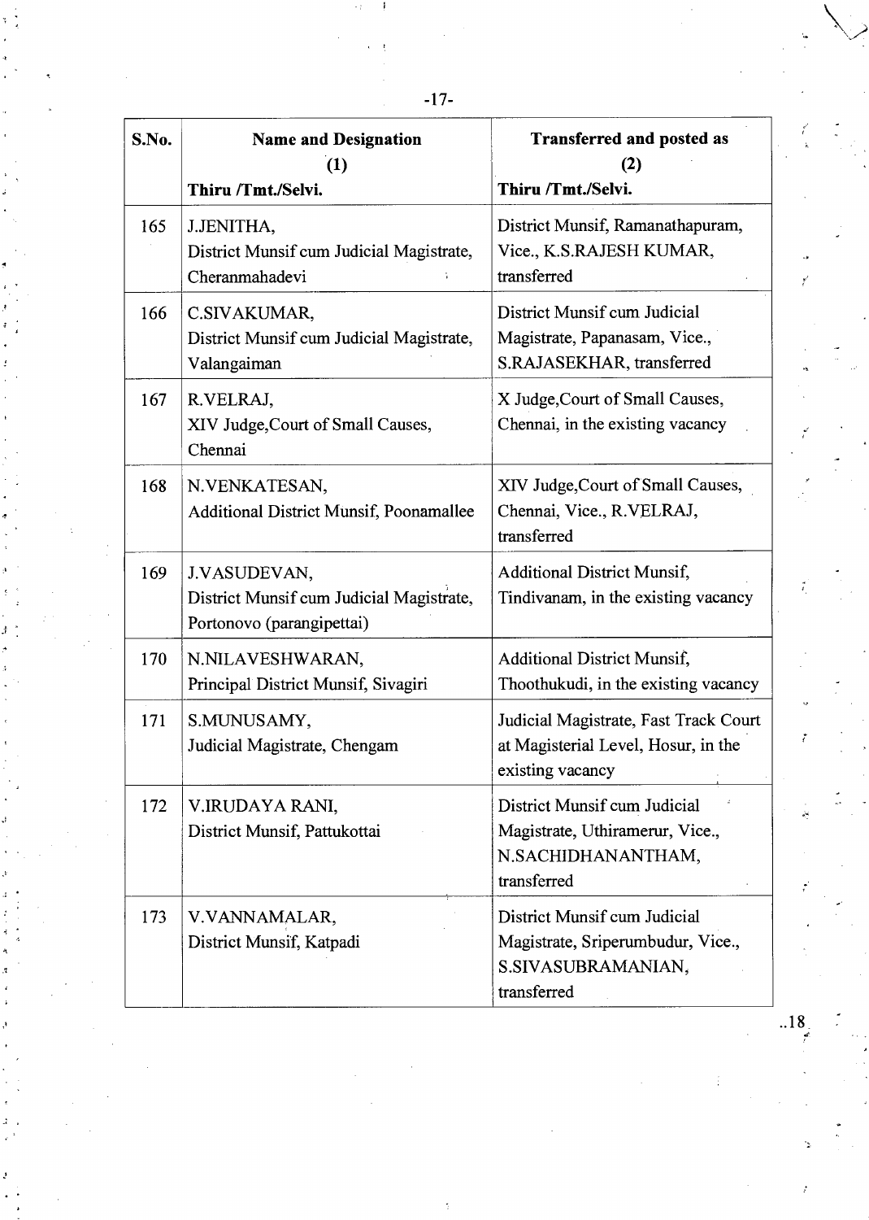| S.No. | Name and Designation (1) Thiru /Tmt./Selvi. | Transferred and posted as (2) Thiru /Tmt./Selvi. |
|---|---|---|
| 165 | J.JENITHA, District Munsif cum Judicial Magistrate, Cheranmahadevi | District Munsif, Ramanathapuram, Vice., K.S.RAJESH KUMAR, transferred |
| 166 | C.SIVAKUMAR, District Munsif cum Judicial Magistrate, Valangaiman | District Munsif cum Judicial Magistrate, Papanasam, Vice., S.RAJASEKHAR, transferred |
| 167 | R.VELRAJ, XIV Judge,Court of Small Causes, Chennai | X Judge,Court of Small Causes, Chennai, in the existing vacancy |
| 168 | N.VENKATESAN, Additional District Munsif, Poonamallee | XIV Judge,Court of Small Causes, Chennai, Vice., R.VELRAJ, transferred |
| 169 | J.VASUDEVAN, District Munsif cum Judicial Magistrate, Portonovo (parangipettai) | Additional District Munsif, Tindivanam, in the existing vacancy |
| 170 | N.NILAVESHWARAN, Principal District Munsif, Sivagiri | Additional District Munsif, Thoothukudi, in the existing vacancy |
| 171 | S.MUNUSAMY, Judicial Magistrate, Chengam | Judicial Magistrate, Fast Track Court at Magisterial Level, Hosur, in the existing vacancy |
| 172 | V.IRUDAYA RANI, District Munsif, Pattukottai | District Munsif cum Judicial Magistrate, Uthiramerur, Vice., N.SACHIDHANANTHAM, transferred |
| 173 | V.VANNAMALAR, District Munsif, Katpadi | District Munsif cum Judicial Magistrate, Sriperumbudur, Vice., S.SIVASUBRAMANIAN, transferred |

..18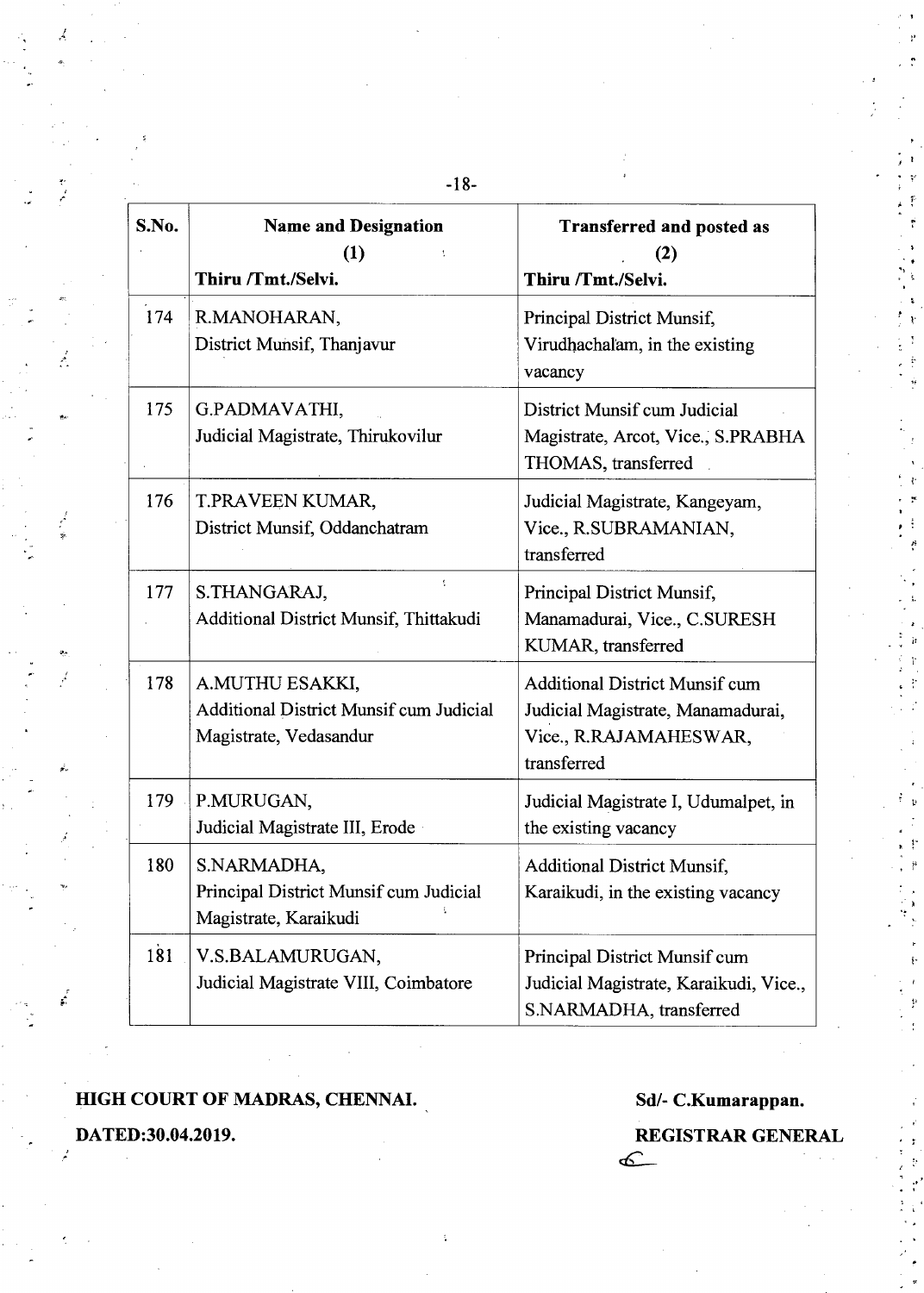| S.No. | Name and Designation (1) Thiru /Tmt./Selvi. | Transferred and posted as (2) Thiru /Tmt./Selvi. |
|---|---|---|
| 174 | R.MANOHARAN, District Munsif, Thanjavur | Principal District Munsif, Virudhachalam, in the existing vacancy |
| 175 | G.PADMAVATHI, Judicial Magistrate, Thirukovilur | District Munsif cum Judicial Magistrate, Arcot, Vice., S.PRABHA THOMAS, transferred |
| 176 | T.PRAVEEN KUMAR, District Munsif, Oddanchatram | Judicial Magistrate, Kangeyam, Vice., R.SUBRAMANIAN, transferred |
| 177 | S.THANGARAJ, Additional District Munsif, Thittakudi | Principal District Munsif, Manamadurai, Vice., C.SURESH KUMAR, transferred |
| 178 | A.MUTHU ESAKKI, Additional District Munsif cum Judicial Magistrate, Vedasandur | Additional District Munsif cum Judicial Magistrate, Manamadurai, Vice., R.RAJAMAHESWAR, transferred |
| 179 | P.MURUGAN, Judicial Magistrate III, Erode | Judicial Magistrate I, Udumalpet, in the existing vacancy |
| 180 | S.NARMADHA, Principal District Munsif cum Judicial Magistrate, Karaikudi | Additional District Munsif, Karaikudi, in the existing vacancy |
| 181 | V.S.BALAMURUGAN, Judicial Magistrate VIII, Coimbatore | Principal District Munsif cum Judicial Magistrate, Karaikudi, Vice., S.NARMADHA, transferred |

**HIGH COURT OF MADRAS, CHENNAI.**

**DATED:30.04.2019.**

**Sd/- C.Kumarappan.**

**REGISTRAR GENERAL**